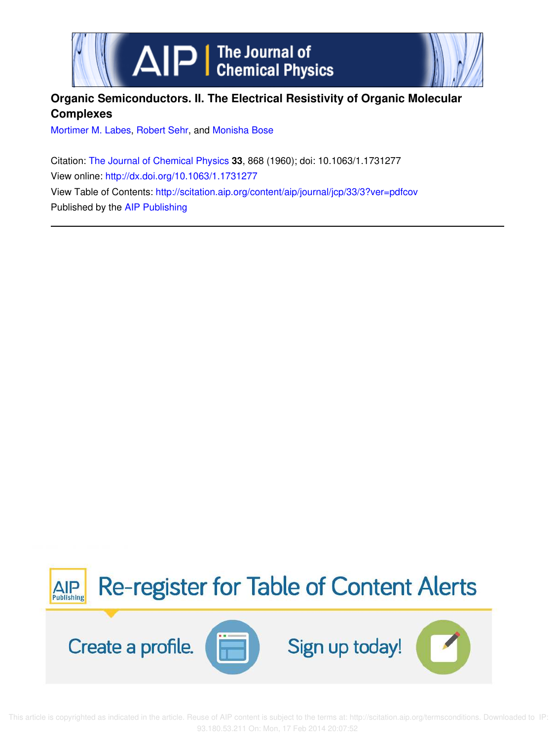# Organic Semiconductors. II. The Electrical Resistivity of Organic Molecular Complexes

Mortimer M. Labes, Robert Sehr, and Monisha Bose

Citation: The Journal of Chemical Physics **33**, 868 (1960); doi: 10.1063/1.1731277

View online: http://dx.doi.org/10.1063/1.1731277

View Table of Contents: http://scitation.aip.org/content/aip/journal/jcp/33/3?ver=pdfcov

Published by the AIP Publishing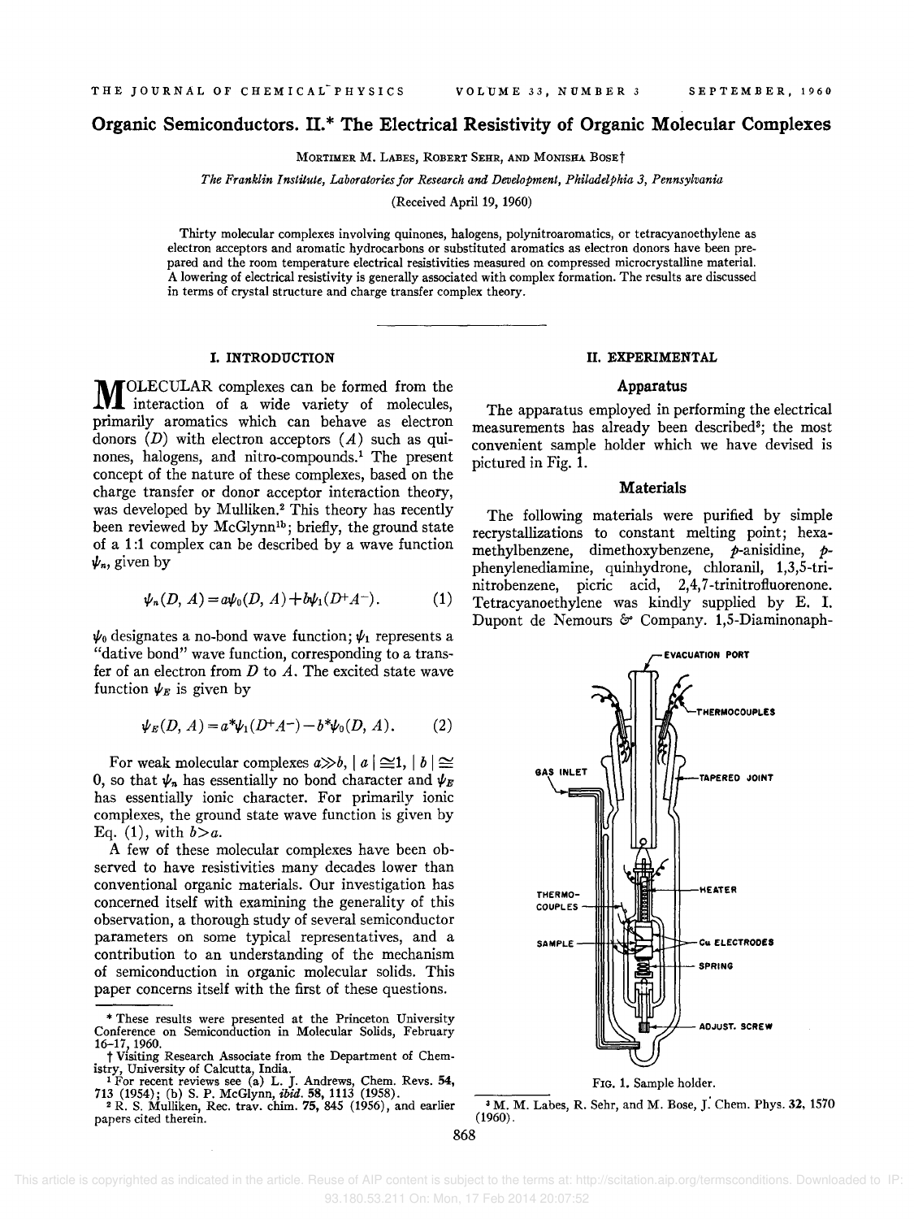# Organic Semiconductors. II.* The Electrical Resistivity of Organic Molecular Complexes

Mortimer M. Labes, Robert Sehr, and Monisha Bose†

*The Franklin Institute, Laboratories for Research and Development, Philadelphia 3, Pennsylvania*

(Received April 19, 1960)

Thirty molecular complexes involving quinones, halogens, polynitroaromatics, or tetracyanoethylene as electron acceptors and aromatic hydrocarbons or substituted aromatics as electron donors have been prepared and the room temperature electrical resistivities measured on compressed microcrystalline material. A lowering of electrical resistivity is generally associated with complex formation. The results are discussed in terms of crystal structure and charge transfer complex theory.

## I. INTRODUCTION

Molecular complexes can be formed from the interaction of a wide variety of molecules, primarily aromatics which can behave as electron donors ($D$) with electron acceptors ($A$) such as quinones, halogens, and nitro-compounds.[1] The present concept of the nature of these complexes, based on the charge transfer or donor acceptor interaction theory, was developed by Mulliken.[2] This theory has recently been reviewed by McGlynn[1b]; briefly, the ground state of a 1:1 complex can be described by a wave function $\psi_n$, given by

$$\psi_n(D, A) = a\psi_0(D, A) + b\psi_1(D^+A^-). \tag{1}$$

$\psi_0$ designates a no-bond wave function; $\psi_1$ represents a "dative bond" wave function, corresponding to a transfer of an electron from $D$ to $A$. The excited state wave function $\psi_E$ is given by

$$\psi_E(D, A) = a^*\psi_1(D^+A^-) - b^*\psi_0(D, A). \tag{2}$$

For weak molecular complexes $a \gg b$, $|a| \cong 1$, $|b| \cong 0$, so that $\psi_n$ has essentially no bond character and $\psi_E$ has essentially ionic character. For primarily ionic complexes, the ground state wave function is given by Eq. (1), with $b > a$.

A few of these molecular complexes have been observed to have resistivities many decades lower than conventional organic materials. Our investigation has concerned itself with examining the generality of this observation, a thorough study of several semiconductor parameters on some typical representatives, and a contribution to an understanding of the mechanism of semiconduction in organic molecular solids. This paper concerns itself with the first of these questions.

## II. EXPERIMENTAL

### Apparatus

The apparatus employed in performing the electrical measurements has already been described[3]; the most convenient sample holder which we have devised is pictured in Fig. 1.

### Materials

The following materials were purified by simple recrystallizations to constant melting point; hexamethylbenzene, dimethoxybenzene, *p*-anisidine, *p*-phenylenediamine, quinhydrone, chloranil, 1,3,5-trinitrobenzene, picric acid, 2,4,7-trinitrofluorenone. Tetracyanoethylene was kindly supplied by E. I. Dupont de Nemours & Company. 1,5-Diaminonaph-

Fig. 1. Sample holder.

---

\* These results were presented at the Princeton University Conference on Semiconduction in Molecular Solids, February 16–17, 1960.

† Visiting Research Associate from the Department of Chemistry, University of Calcutta, India.

[1] For recent reviews see (a) L. J. Andrews, Chem. Revs. 54, 713 (1954); (b) S. P. McGlynn, *ibid.* 58, 1113 (1958).

[2] R. S. Mulliken, Rec. trav. chim. 75, 845 (1956), and earlier papers cited therein.

[3] M. M. Labes, R. Sehr, and M. Bose, J. Chem. Phys. 32, 1570 (1960).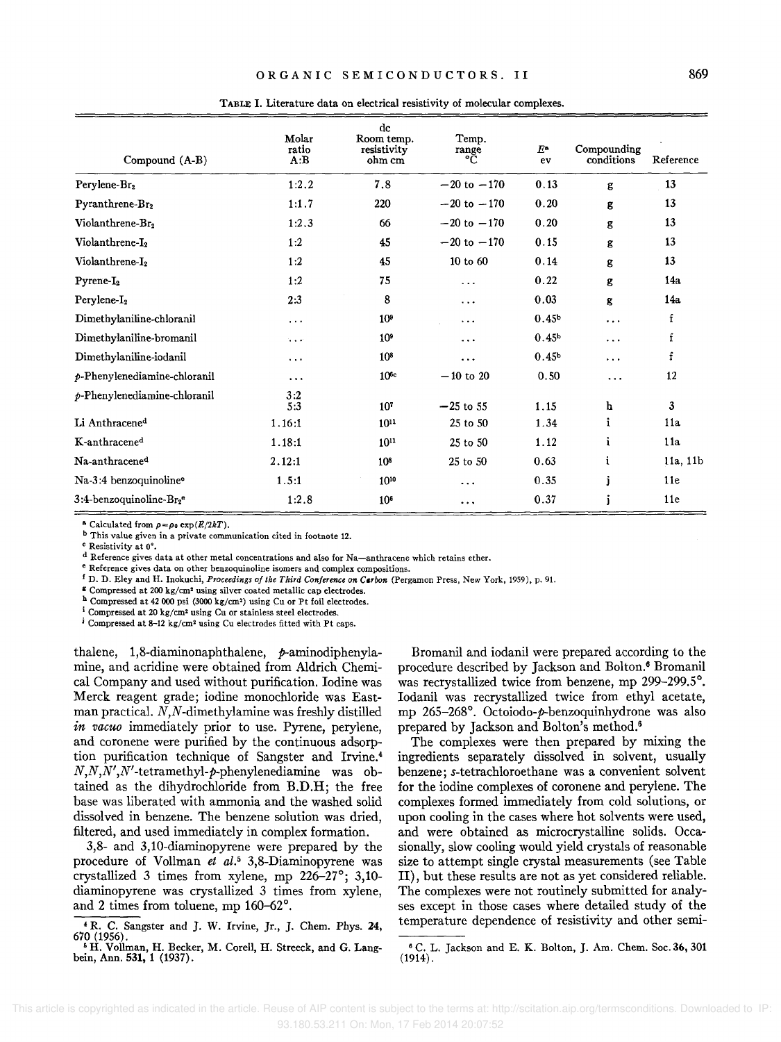TABLE I. Literature data on electrical resistivity of molecular complexes.

| Compound (A-B) | Molar ratio A:B | dc Room temp. resistivity ohm cm | Temp. range °C | $E^a$ ev | Compounding conditions | Reference |
|---|---|---|---|---|---|---|
| Perylene-$Br_2$ | 1:2.2 | 7.8 | −20 to −170 | 0.13 | g | 13 |
| Pyranthrene-$Br_2$ | 1:1.7 | 220 | −20 to −170 | 0.20 | g | 13 |
| Violanthrene-$Br_2$ | 1:2.3 | 66 | −20 to −170 | 0.20 | g | 13 |
| Violanthrene-$I_2$ | 1:2 | 45 | −20 to −170 | 0.15 | g | 13 |
| Violanthrene-$I_2$ | 1:2 | 45 | 10 to 60 | 0.14 | g | 13 |
| Pyrene-$I_2$ | 1:2 | 75 | ... | 0.22 | g | 14a |
| Perylene-$I_2$ | 2:3 | 8 | ... | 0.03 | g | 14a |
| Dimethylaniline-chloranil | ... | $10^9$ | ... | 0.45[b] | ... | f |
| Dimethylaniline-bromanil | ... | $10^9$ | ... | 0.45[b] | ... | f |
| Dimethylaniline-iodanil | ... | $10^8$ | ... | 0.45[b] | ... | f |
| *p*-Phenylenediamine-chloranil | ... | $10^{6}$[c] | −10 to 20 | 0.50 | ... | 12 |
| *p*-Phenylenediamine-chloranil | 3:2<br>5:3 | $10^7$ | −25 to 55 | 1.15 | h | 3 |
| Li Anthracene[d] | 1.16:1 | $10^{11}$ | 25 to 50 | 1.34 | i | 11a |
| K-anthracene[d] | 1.18:1 | $10^{11}$ | 25 to 50 | 1.12 | i | 11a |
| Na-anthracene[d] | 2.12:1 | $10^8$ | 25 to 50 | 0.63 | i | 11a, 11b |
| Na-3:4 benzoquinoline[e] | 1.5:1 | $10^{10}$ | ... | 0.35 | j | 11e |
| 3:4-benzoquinoline-$Br_2$[e] | 1:2.8 | $10^6$ | ... | 0.37 | j | 11e |

[a] Calculated from $\rho=\rho_0 \exp(E/2kT)$.
[b] This value given in a private communication cited in footnote 12.
[c] Resistivity at 0°.
[d] Reference gives data at other metal concentrations and also for Na—anthracene which retains ether.
[e] Reference gives data on other benzoquinoline isomers and complex compositions.
[f] D. D. Eley and H. Inokuchi, *Proceedings of the Third Conference on Carbon* (Pergamon Press, New York, 1959), p. 91.
[g] Compressed at 200 kg/cm² using silver coated metallic cap electrodes.
[h] Compressed at 42 000 psi (3000 kg/cm²) using Cu or Pt foil electrodes.
[i] Compressed at 20 kg/cm² using Cu or stainless steel electrodes.
[j] Compressed at 8–12 kg/cm² using Cu electrodes fitted with Pt caps.

thalene, 1,8-diaminonaphthalene, *p*-aminodiphenylamine, and acridine were obtained from Aldrich Chemical Company and used without purification. Iodine was Merck reagent grade; iodine monochloride was Eastman practical. *N,N*-dimethylamine was freshly distilled *in vacuo* immediately prior to use. Pyrene, perylene, and coronene were purified by the continuous adsorption purification technique of Sangster and Irvine.[4] *N,N,N',N'*-tetramethyl-*p*-phenylenediamine was obtained as the dihydrochloride from B.D.H; the free base was liberated with ammonia and the washed solid dissolved in benzene. The benzene solution was dried, filtered, and used immediately in complex formation.

3,8- and 3,10-diaminopyrene were prepared by the procedure of Vollman *et al.*[5] 3,8-Diaminopyrene was crystallized 3 times from xylene, mp 226–27°; 3,10-diaminopyrene was crystallized 3 times from xylene, and 2 times from toluene, mp 160–62°.

Bromanil and iodanil were prepared according to the procedure described by Jackson and Bolton.[6] Bromanil was recrystallized twice from benzene, mp 299–299.5°. Iodanil was recrystallized twice from ethyl acetate, mp 265–268°. Octoiodo-*p*-benzoquinhydrone was also prepared by Jackson and Bolton's method.[6]

The complexes were then prepared by mixing the ingredients separately dissolved in solvent, usually benzene; *s*-tetrachloroethane was a convenient solvent for the iodine complexes of coronene and perylene. The complexes formed immediately from cold solutions, or upon cooling in the cases where hot solvents were used, and were obtained as microcrystalline solids. Occasionally, slow cooling would yield crystals of reasonable size to attempt single crystal measurements (see Table II), but these results are not as yet considered reliable. The complexes were not routinely submitted for analyses except in those cases where detailed study of the temperature dependence of resistivity and other semi-

[4] R. C. Sangster and J. W. Irvine, Jr., J. Chem. Phys. **24**, 670 (1956).
[5] H. Vollman, H. Becker, M. Corell, H. Streeck, and G. Langbein, Ann. **531**, 1 (1937).
[6] C. L. Jackson and E. K. Bolton, J. Am. Chem. Soc. **36**, 301 (1914).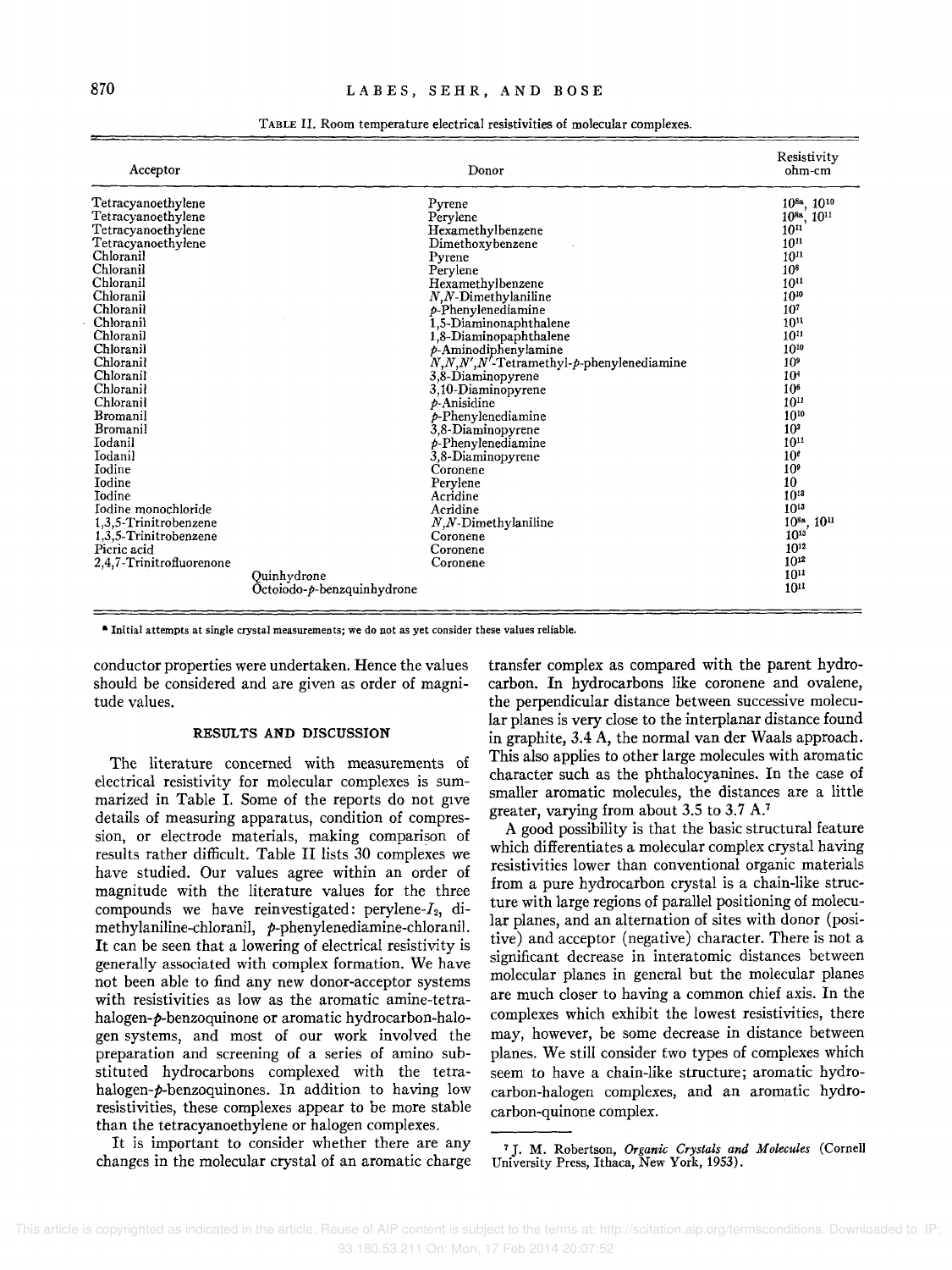TABLE II. Room temperature electrical resistivities of molecular complexes.

| Acceptor | Donor | Resistivity ohm-cm |
|---|---|---|
| Tetracyanoethylene | Pyrene | $10^{8}$[a], $10^{10}$ |
| Tetracyanoethylene | Perylene | $10^{8}$[a], $10^{11}$ |
| Tetracyanoethylene | Hexamethylbenzene | $10^{11}$ |
| Tetracyanoethylene | Dimethoxybenzene | $10^{11}$ |
| Chloranil | Pyrene | $10^{11}$ |
| Chloranil | Perylene | $10^{8}$ |
| Chloranil | Hexamethylbenzene | $10^{11}$ |
| Chloranil | *N,N*-Dimethylaniline | $10^{10}$ |
| Chloranil | *p*-Phenylenediamine | $10^{7}$ |
| Chloranil | 1,5-Diaminonaphthalene | $10^{11}$ |
| Chloranil | 1,8-Diaminopaphthalene | $10^{11}$ |
| Chloranil | *p*-Aminodiphenylamine | $10^{10}$ |
| Chloranil | *N,N,N',N'*-Tetramethyl-*p*-phenylenediamine | $10^{9}$ |
| Chloranil | 3,8-Diaminopyrene | $10^{4}$ |
| Chloranil | 3,10-Diaminopyrene | $10^{6}$ |
| Chloranil | *p*-Anisidine | $10^{11}$ |
| Bromanil | *p*-Phenylenediamine | $10^{10}$ |
| Bromanil | 3,8-Diaminopyrene | $10^{3}$ |
| Iodanil | *p*-Phenylenediamine | $10^{11}$ |
| Iodanil | 3,8-Diaminopyrene | $10^{6}$ |
| Iodine | Coronene | $10^{9}$ |
| Iodine | Perylene | 10 |
| Iodine | Acridine | $10^{13}$ |
| Iodine monochloride | Acridine | $10^{13}$ |
| 1,3,5-Trinitrobenzene | *N,N*-Dimethylaniline | $10^{8}$[a], $10^{11}$ |
| 1,3,5-Trinitrobenzene | Coronene | $10^{13}$ |
| Picric acid | Coronene | $10^{12}$ |
| 2,4,7-Trinitrofluorenone | Coronene | $10^{12}$ |
| Quinhydrone | | $10^{11}$ |
| Octoiodo-*p*-benzquinhydrone | | $10^{11}$ |

[a] Initial attempts at single crystal measurements; we do not as yet consider these values reliable.

conductor properties were undertaken. Hence the values should be considered and are given as order of magnitude values.

## RESULTS AND DISCUSSION

The literature concerned with measurements of electrical resistivity for molecular complexes is summarized in Table I. Some of the reports do not give details of measuring apparatus, condition of compression, or electrode materials, making comparison of results rather difficult. Table II lists 30 complexes we have studied. Our values agree within an order of magnitude with the literature values for the three compounds we have reinvestigated: perylene-$I_2$, dimethylaniline-chloranil, *p*-phenylenediamine-chloranil. It can be seen that a lowering of electrical resistivity is generally associated with complex formation. We have not been able to find any new donor-acceptor systems with resistivities as low as the aromatic amine-tetrahalogen-*p*-benzoquinone or aromatic hydrocarbon-halogen systems, and most of our work involved the preparation and screening of a series of amino substituted hydrocarbons complexed with the tetrahalogen-*p*-benzoquinones. In addition to having low resistivities, these complexes appear to be more stable than the tetracyanoethylene or halogen complexes.

It is important to consider whether there are any changes in the molecular crystal of an aromatic charge transfer complex as compared with the parent hydrocarbon. In hydrocarbons like coronene and ovalene, the perpendicular distance between successive molecular planes is very close to the interplanar distance found in graphite, 3.4 A, the normal van der Waals approach. This also applies to other large molecules with aromatic character such as the phthalocyanines. In the case of smaller aromatic molecules, the distances are a little greater, varying from about 3.5 to 3.7 A.[7]

A good possibility is that the basic structural feature which differentiates a molecular complex crystal having resistivities lower than conventional organic materials from a pure hydrocarbon crystal is a chain-like structure with large regions of parallel positioning of molecular planes, and an alternation of sites with donor (positive) and acceptor (negative) character. There is not a significant decrease in interatomic distances between molecular planes in general but the molecular planes are much closer to having a common chief axis. In the complexes which exhibit the lowest resistivities, there may, however, be some decrease in distance between planes. We still consider two types of complexes which seem to have a chain-like structure; aromatic hydrocarbon-halogen complexes, and an aromatic hydrocarbon-quinone complex.

[7] J. M. Robertson, *Organic Crystals and Molecules* (Cornell University Press, Ithaca, New York, 1953).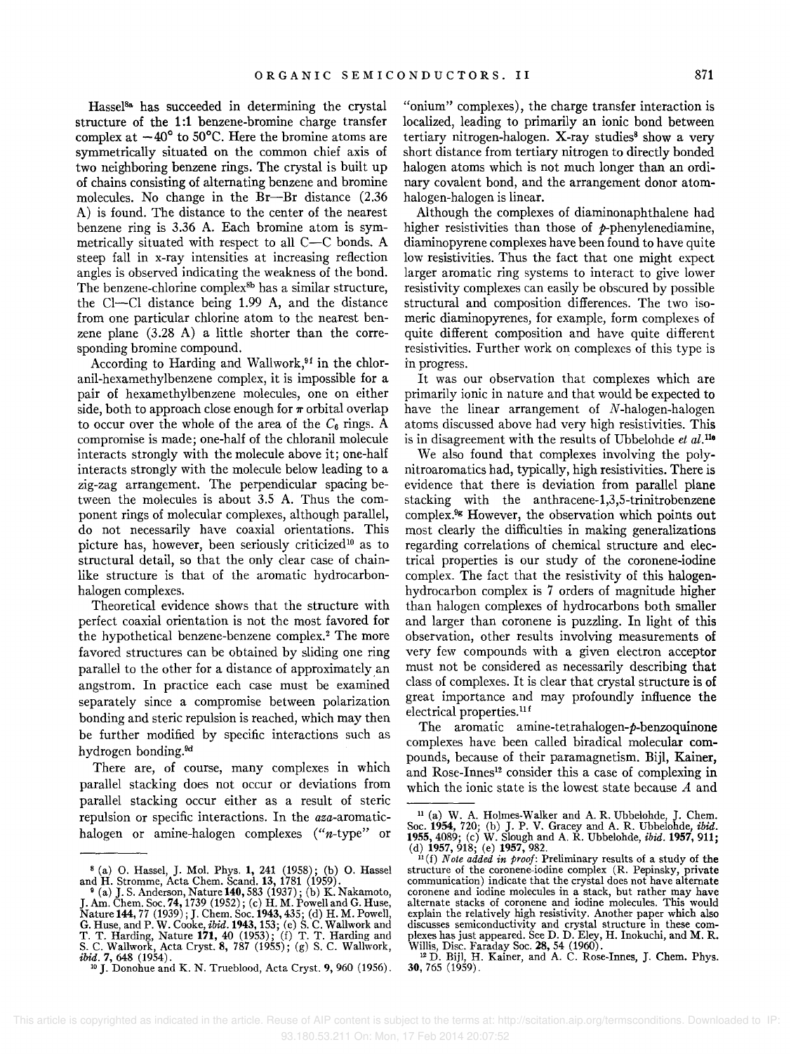Hassel[8a] has succeeded in determining the crystal structure of the 1:1 benzene-bromine charge transfer complex at −40° to 50°C. Here the bromine atoms are symmetrically situated on the common chief axis of two neighboring benzene rings. The crystal is built up of chains consisting of alternating benzene and bromine molecules. No change in the Br—Br distance (2.36 A) is found. The distance to the center of the nearest benzene ring is 3.36 A. Each bromine atom is symmetrically situated with respect to all C—C bonds. A steep fall in x-ray intensities at increasing reflection angles is observed indicating the weakness of the bond. The benzene-chlorine complex[8b] has a similar structure, the Cl—Cl distance being 1.99 A, and the distance from one particular chlorine atom to the nearest benzene plane (3.28 A) a little shorter than the corresponding bromine compound.

According to Harding and Wallwork,[9f] in the chloranil-hexamethylbenzene complex, it is impossible for a pair of hexamethylbenzene molecules, one on either side, both to approach close enough for $\pi$ orbital overlap to occur over the whole of the area of the $C_6$ rings. A compromise is made; one-half of the chloranil molecule interacts strongly with the molecule above it; one-half interacts strongly with the molecule below leading to a zig-zag arrangement. The perpendicular spacing between the molecules is about 3.5 A. Thus the component rings of molecular complexes, although parallel, do not necessarily have coaxial orientations. This picture has, however, been seriously criticized[10] as to structural detail, so that the only clear case of chain-like structure is that of the aromatic hydrocarbon-halogen complexes.

Theoretical evidence shows that the structure with perfect coaxial orientation is not the most favored for the hypothetical benzene-benzene complex.[2] The more favored structures can be obtained by sliding one ring parallel to the other for a distance of approximately an angstrom. In practice each case must be examined separately since a compromise between polarization bonding and steric repulsion is reached, which may then be further modified by specific interactions such as hydrogen bonding.[9d]

There are, of course, many complexes in which parallel stacking does not occur or deviations from parallel stacking occur either as a result of steric repulsion or specific interactions. In the *aza*-aromatic-halogen or amine-halogen complexes ("*n*-type" or "onium" complexes), the charge transfer interaction is localized, leading to primarily an ionic bond between tertiary nitrogen-halogen. X-ray studies[8] show a very short distance from tertiary nitrogen to directly bonded halogen atoms which is not much longer than an ordinary covalent bond, and the arrangement donor atom-halogen-halogen is linear.

Although the complexes of diaminonaphthalene had higher resistivities than those of *p*-phenylenediamine, diaminopyrene complexes have been found to have quite low resistivities. Thus the fact that one might expect larger aromatic ring systems to interact to give lower resistivity complexes can easily be obscured by possible structural and composition differences. The two isomeric diaminopyrenes, for example, form complexes of quite different composition and have quite different resistivities. Further work on complexes of this type is in progress.

It was our observation that complexes which are primarily ionic in nature and that would be expected to have the linear arrangement of *N*-halogen-halogen atoms discussed above had very high resistivities. This is in disagreement with the results of Ubbelohde *et al.*[11e]

We also found that complexes involving the polynitroaromatics had, typically, high resistivities. There is evidence that there is deviation from parallel plane stacking with the anthracene-1,3,5-trinitrobenzene complex.[9g] However, the observation which points out most clearly the difficulties in making generalizations regarding correlations of chemical structure and electrical properties is our study of the coronene-iodine complex. The fact that the resistivity of this halogen-hydrocarbon complex is 7 orders of magnitude higher than halogen complexes of hydrocarbons both smaller and larger than coronene is puzzling. In light of this observation, other results involving measurements of very few compounds with a given electron acceptor must not be considered as necessarily describing that class of complexes. It is clear that crystal structure is of great importance and may profoundly influence the electrical properties.[11f]

The aromatic amine-tetrahalogen-*p*-benzoquinone complexes have been called biradical molecular compounds, because of their paramagnetism. Bijl, Kainer, and Rose-Innes[12] consider this a case of complexing in which the ionic state is the lowest state because *A* and

---

[8] (a) O. Hassel, J. Mol. Phys. **1**, 241 (1958); (b) O. Hassel and H. Stromme, Acta Chem. Scand. **13**, 1781 (1959).

[9] (a) J. S. Anderson, Nature **140**, 583 (1937); (b) K. Nakamoto, J. Am. Chem. Soc. **74**, 1739 (1952); (c) H. M. Powell and G. Huse, Nature **144**, 77 (1939); J. Chem. Soc. **1943**, 435; (d) H. M. Powell, G. Huse, and P. W. Cooke, *ibid.* **1943**, 153; (e) S. C. Wallwork and T. T. Harding, Nature **171**, 40 (1953); (f) T. T. Harding and S. C. Wallwork, Acta Cryst. **8**, 787 (1955); (g) S. C. Wallwork, *ibid.* **7**, 648 (1954).

[10] J. Donohue and K. N. Trueblood, Acta Cryst. **9**, 960 (1956).

[11] (a) W. A. Holmes-Walker and A. R. Ubbelohde, J. Chem. Soc. **1954**, 720; (b) J. P. V. Gracey and A. R. Ubbelohde, *ibid.* **1955**, 4089; (c) W. Slough and A. R. Ubbelohde, *ibid.* **1957**, 911; (d) **1957**, 918; (e) **1957**, 982.

[11] (f) *Note added in proof*: Preliminary results of a study of the structure of the coronene-iodine complex (R. Pepinsky, private communication) indicate that the crystal does not have alternate coronene and iodine molecules in a stack, but rather may have alternate stacks of coronene and iodine molecules. This would explain the relatively high resistivity. Another paper which also discusses semiconductivity and crystal structure in these complexes has just appeared. See D. D. Eley, H. Inokuchi, and M. R. Willis, Disc. Faraday Soc. **28**, 54 (1960).

[12] D. Bijl, H. Kainer, and A. C. Rose-Innes, J. Chem. Phys. **30**, 765 (1959).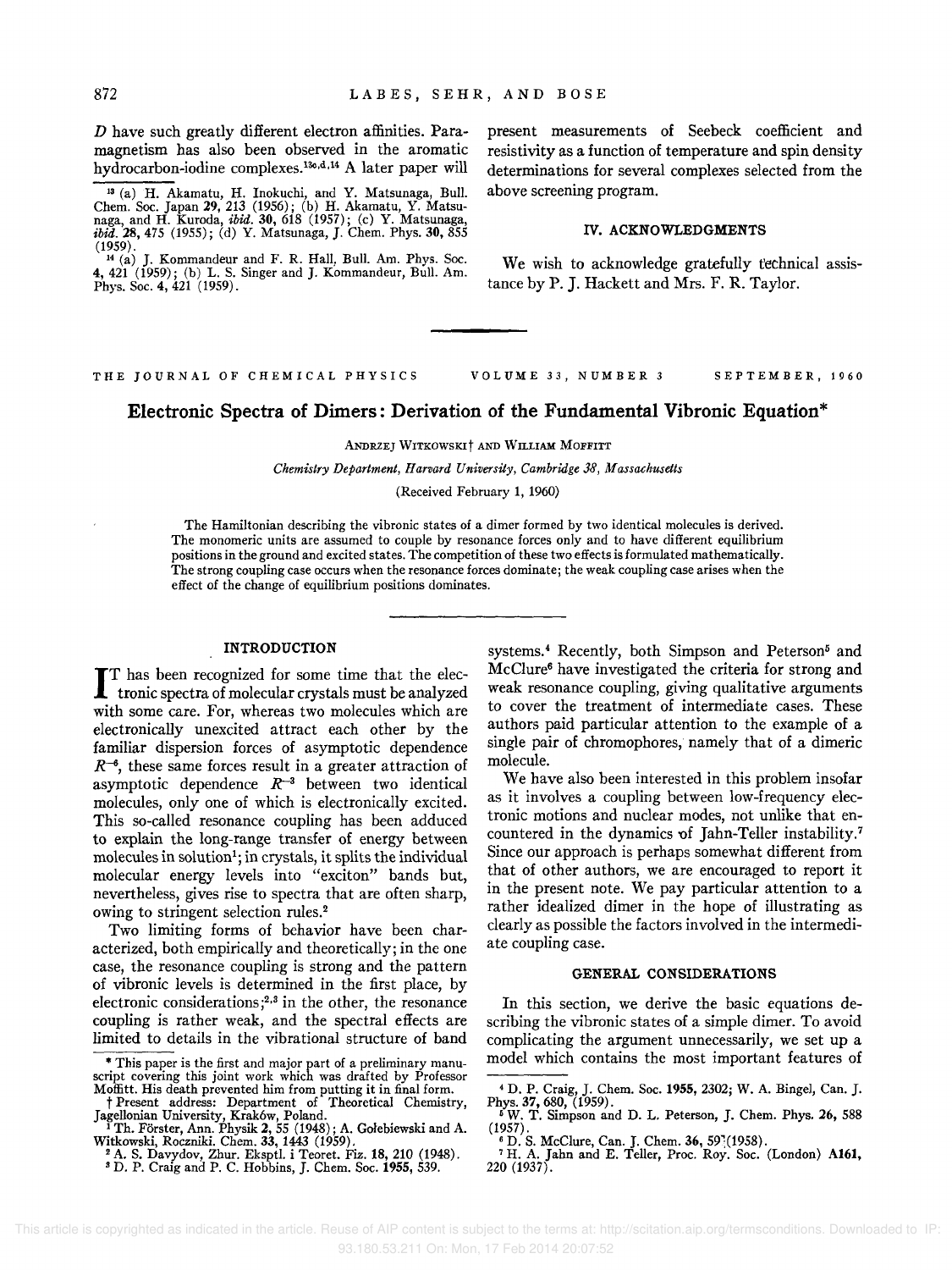$D$ have such greatly different electron affinities. Paramagnetism has also been observed in the aromatic hydrocarbon-iodine complexes.[13c,d,14] A later paper will present measurements of Seebeck coefficient and resistivity as a function of temperature and spin density determinations for several complexes selected from the above screening program.

[13] (a) H. Akamatu, H. Inokuchi, and Y. Matsunaga, Bull. Chem. Soc. Japan **29**, 213 (1956); (b) H. Akamatu, Y. Matsunaga, and H. Kuroda, *ibid.* **30**, 618 (1957); (c) Y. Matsunaga, *ibid.* **28**, 475 (1955); (d) Y. Matsunaga, J. Chem. Phys. **30**, 855 (1959).

[14] (a) J. Kommandeur and F. R. Hall, Bull. Am. Phys. Soc. **4**, 421 (1959); (b) L. S. Singer and J. Kommandeur, Bull. Am. Phys. Soc. **4**, 421 (1959).

## IV. ACKNOWLEDGMENTS

We wish to acknowledge gratefully technical assistance by P. J. Hackett and Mrs. F. R. Taylor.

---

THE JOURNAL OF CHEMICAL PHYSICS VOLUME 33, NUMBER 3 SEPTEMBER, 1960

# Electronic Spectra of Dimers: Derivation of the Fundamental Vibronic Equation*

ANDRZEJ WITKOWSKI† AND WILLIAM MOFFITT

*Chemistry Department, Harvard University, Cambridge 38, Massachusetts*

(Received February 1, 1960)

The Hamiltonian describing the vibronic states of a dimer formed by two identical molecules is derived. The monomeric units are assumed to couple by resonance forces only and to have different equilibrium positions in the ground and excited states. The competition of these two effects is formulated mathematically. The strong coupling case occurs when the resonance forces dominate; the weak coupling case arises when the effect of the change of equilibrium positions dominates.

## INTRODUCTION

It has been recognized for some time that the electronic spectra of molecular crystals must be analyzed with some care. For, whereas two molecules which are electronically unexcited attract each other by the familiar dispersion forces of asymptotic dependence $R^{-6}$, these same forces result in a greater attraction of asymptotic dependence $R^{-3}$ between two identical molecules, only one of which is electronically excited. This so-called resonance coupling has been adduced to explain the long-range transfer of energy between molecules in solution[1]; in crystals, it splits the individual molecular energy levels into "exciton" bands but, nevertheless, gives rise to spectra that are often sharp, owing to stringent selection rules.[2]

Two limiting forms of behavior have been characterized, both empirically and theoretically; in the one case, the resonance coupling is strong and the pattern of vibronic levels is determined in the first place, by electronic considerations;[2,3] in the other, the resonance coupling is rather weak, and the spectral effects are limited to details in the vibrational structure of band systems.[4] Recently, both Simpson and Peterson[5] and McClure[6] have investigated the criteria for strong and weak resonance coupling, giving qualitative arguments to cover the treatment of intermediate cases. These authors paid particular attention to the example of a single pair of chromophores, namely that of a dimeric molecule.

We have also been interested in this problem insofar as it involves a coupling between low-frequency electronic motions and nuclear modes, not unlike that encountered in the dynamics of Jahn-Teller instability.[7] Since our approach is perhaps somewhat different from that of other authors, we are encouraged to report it in the present note. We pay particular attention to a rather idealized dimer in the hope of illustrating as clearly as possible the factors involved in the intermediate coupling case.

## GENERAL CONSIDERATIONS

In this section, we derive the basic equations describing the vibronic states of a simple dimer. To avoid complicating the argument unnecessarily, we set up a model which contains the most important features of

* This paper is the first and major part of a preliminary manuscript covering this joint work which was drafted by Professor Moffitt. His death prevented him from putting it in final form.

† Present address: Department of Theoretical Chemistry, Jagellonian University, Kraków, Poland.

[1] Th. Förster, Ann. Physik **2**, 55 (1948); A. Gołebiewski and A. Witkowski, Roczniki. Chem. **33**, 1443 (1959).

[2] A. S. Davydov, Zhur. Eksptl. i Teoret. Fiz. **18**, 210 (1948).

[3] D. P. Craig and P. C. Hobbins, J. Chem. Soc. **1955**, 539.

[4] D. P. Craig, J. Chem. Soc. **1955**, 2302; W. A. Bingel, Can. J. Phys. **37**, 680, (1959).

[5] W. T. Simpson and D. L. Peterson, J. Chem. Phys. **26**, 588 (1957).

[6] D. S. McClure, Can. J. Chem. **36**, 59 (1958).

[7] H. A. Jahn and E. Teller, Proc. Roy. Soc. (London) **A161**, 220 (1937).